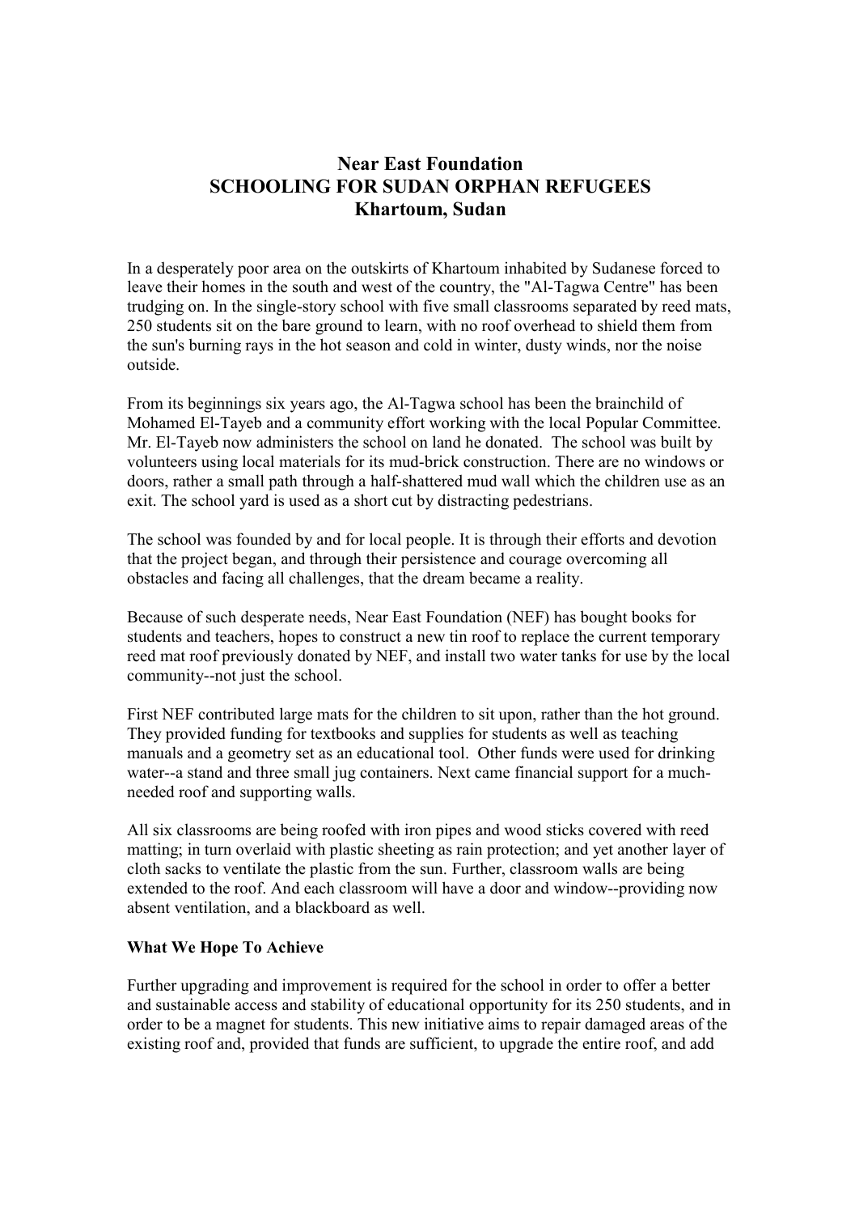# Near East Foundation
# SCHOOLING FOR SUDAN ORPHAN REFUGEES
# Khartoum, Sudan

In a desperately poor area on the outskirts of Khartoum inhabited by Sudanese forced to leave their homes in the south and west of the country, the "Al-Tagwa Centre" has been trudging on. In the single-story school with five small classrooms separated by reed mats, 250 students sit on the bare ground to learn, with no roof overhead to shield them from the sun's burning rays in the hot season and cold in winter, dusty winds, nor the noise outside.

From its beginnings six years ago, the Al-Tagwa school has been the brainchild of Mohamed El-Tayeb and a community effort working with the local Popular Committee. Mr. El-Tayeb now administers the school on land he donated. The school was built by volunteers using local materials for its mud-brick construction. There are no windows or doors, rather a small path through a half-shattered mud wall which the children use as an exit. The school yard is used as a short cut by distracting pedestrians.

The school was founded by and for local people. It is through their efforts and devotion that the project began, and through their persistence and courage overcoming all obstacles and facing all challenges, that the dream became a reality.

Because of such desperate needs, Near East Foundation (NEF) has bought books for students and teachers, hopes to construct a new tin roof to replace the current temporary reed mat roof previously donated by NEF, and install two water tanks for use by the local community--not just the school.

First NEF contributed large mats for the children to sit upon, rather than the hot ground. They provided funding for textbooks and supplies for students as well as teaching manuals and a geometry set as an educational tool. Other funds were used for drinking water--a stand and three small jug containers. Next came financial support for a much-needed roof and supporting walls.

All six classrooms are being roofed with iron pipes and wood sticks covered with reed matting; in turn overlaid with plastic sheeting as rain protection; and yet another layer of cloth sacks to ventilate the plastic from the sun. Further, classroom walls are being extended to the roof. And each classroom will have a door and window--providing now absent ventilation, and a blackboard as well.

**What We Hope To Achieve**

Further upgrading and improvement is required for the school in order to offer a better and sustainable access and stability of educational opportunity for its 250 students, and in order to be a magnet for students. This new initiative aims to repair damaged areas of the existing roof and, provided that funds are sufficient, to upgrade the entire roof, and add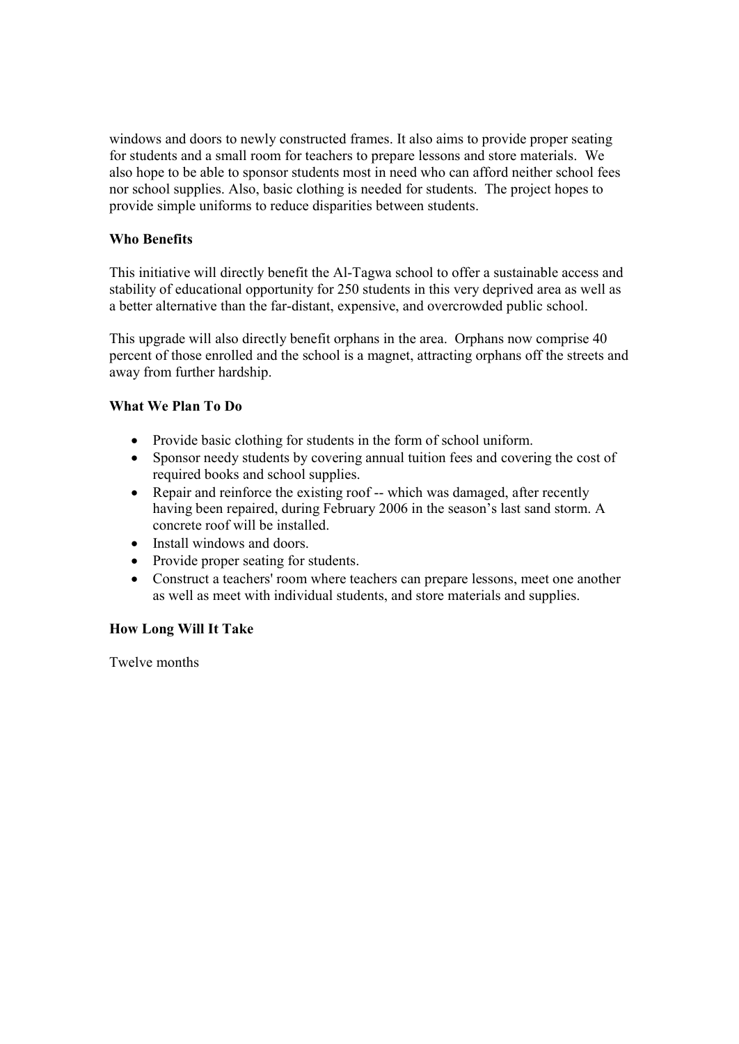windows and doors to newly constructed frames. It also aims to provide proper seating for students and a small room for teachers to prepare lessons and store materials. We also hope to be able to sponsor students most in need who can afford neither school fees nor school supplies. Also, basic clothing is needed for students. The project hopes to provide simple uniforms to reduce disparities between students.

**Who Benefits**

This initiative will directly benefit the Al-Tagwa school to offer a sustainable access and stability of educational opportunity for 250 students in this very deprived area as well as a better alternative than the far-distant, expensive, and overcrowded public school.

This upgrade will also directly benefit orphans in the area. Orphans now comprise 40 percent of those enrolled and the school is a magnet, attracting orphans off the streets and away from further hardship.

**What We Plan To Do**

- Provide basic clothing for students in the form of school uniform.
- Sponsor needy students by covering annual tuition fees and covering the cost of required books and school supplies.
- Repair and reinforce the existing roof -- which was damaged, after recently having been repaired, during February 2006 in the season's last sand storm. A concrete roof will be installed.
- Install windows and doors.
- Provide proper seating for students.
- Construct a teachers' room where teachers can prepare lessons, meet one another as well as meet with individual students, and store materials and supplies.

**How Long Will It Take**

Twelve months